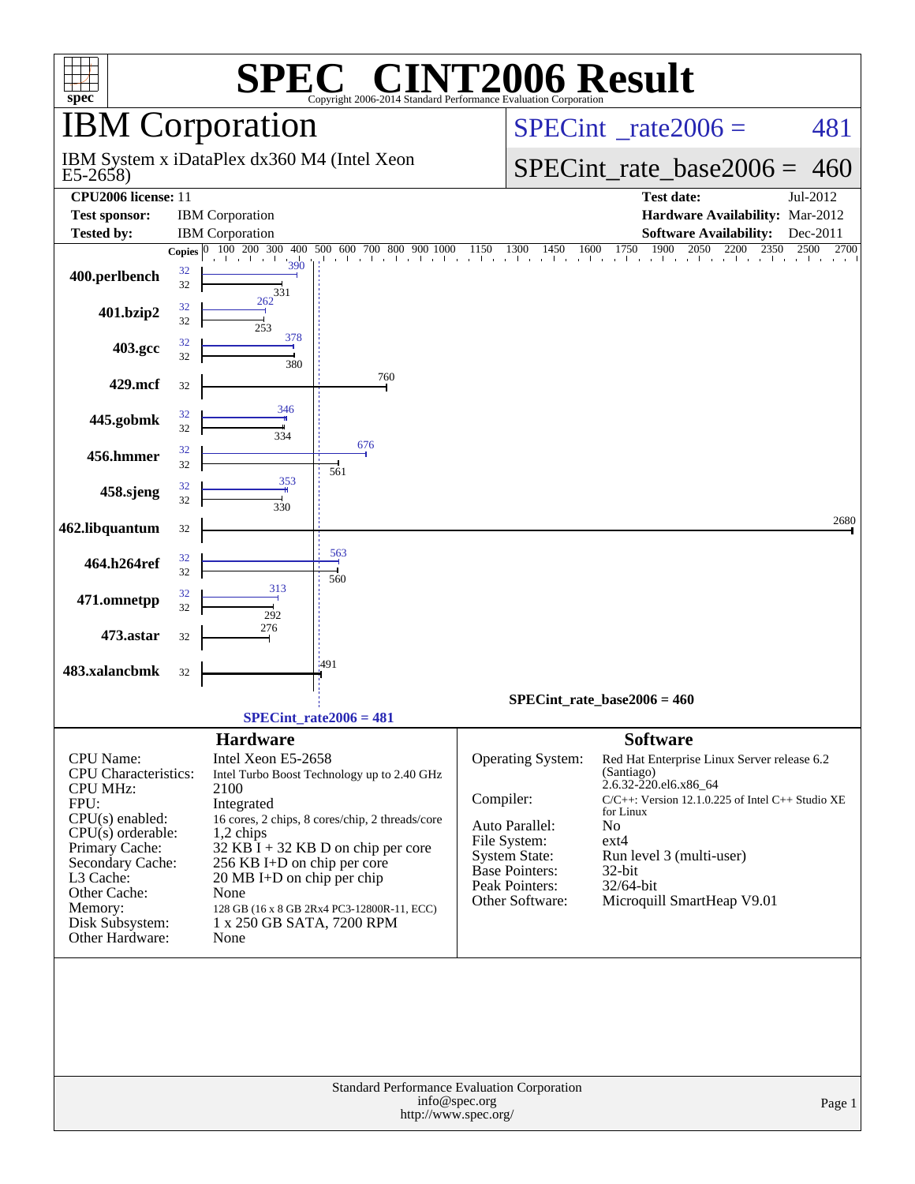# SPEC® CINT2006 Result

Copyright 2006-2014 Standard Performance Evaluation Corporation

## IBM Corporation

IBM System x iDataPlex dx360 M4 (Intel Xeon E5-2658)

SPECint_rate2006 = 481

SPECint_rate_base2006 = 460

| | | | |
|---|---|---|---|
| **CPU2006 license:** 11 | | **Test date:** | Jul-2012 |
| **Test sponsor:** | IBM Corporation | **Hardware Availability:** | Mar-2012 |
| **Tested by:** | IBM Corporation | **Software Availability:** | Dec-2011 |

| Benchmark | Copies (peak) | Peak | Copies (base) | Base |
|---|---|---|---|---|
| 400.perlbench | 32 | 390 | 32 | 331 |
| 401.bzip2 | 32 | 262 | 32 | 253 |
| 403.gcc | 32 | 378 | 32 | 380 |
| 429.mcf | | | 32 | 760 |
| 445.gobmk | 32 | 346 | 32 | 334 |
| 456.hmmer | 32 | 676 | 32 | 561 |
| 458.sjeng | 32 | 353 | 32 | 330 |
| 462.libquantum | | | 32 | 2680 |
| 464.h264ref | 32 | 563 | 32 | 560 |
| 471.omnetpp | 32 | 313 | 32 | 292 |
| 473.astar | | | 32 | 276 |
| 483.xalancbmk | | | 32 | 491 |

SPECint_rate_base2006 = 460

SPECint_rate2006 = 481

## Hardware

| | |
|---|---|
| CPU Name: | Intel Xeon E5-2658 |
| CPU Characteristics: | Intel Turbo Boost Technology up to 2.40 GHz |
| CPU MHz: | 2100 |
| FPU: | Integrated |
| CPU(s) enabled: | 16 cores, 2 chips, 8 cores/chip, 2 threads/core |
| CPU(s) orderable: | 1,2 chips |
| Primary Cache: | 32 KB I + 32 KB D on chip per core |
| Secondary Cache: | 256 KB I+D on chip per core |
| L3 Cache: | 20 MB I+D on chip per chip |
| Other Cache: | None |
| Memory: | 128 GB (16 x 8 GB 2Rx4 PC3-12800R-11, ECC) |
| Disk Subsystem: | 1 x 250 GB SATA, 7200 RPM |
| Other Hardware: | None |

## Software

| | |
|---|---|
| Operating System: | Red Hat Enterprise Linux Server release 6.2 (Santiago) 2.6.32-220.el6.x86_64 |
| Compiler: | C/C++: Version 12.1.0.225 of Intel C++ Studio XE for Linux |
| Auto Parallel: | No |
| File System: | ext4 |
| System State: | Run level 3 (multi-user) |
| Base Pointers: | 32-bit |
| Peak Pointers: | 32/64-bit |
| Other Software: | Microquill SmartHeap V9.01 |

Standard Performance Evaluation Corporation
info@spec.org
http://www.spec.org/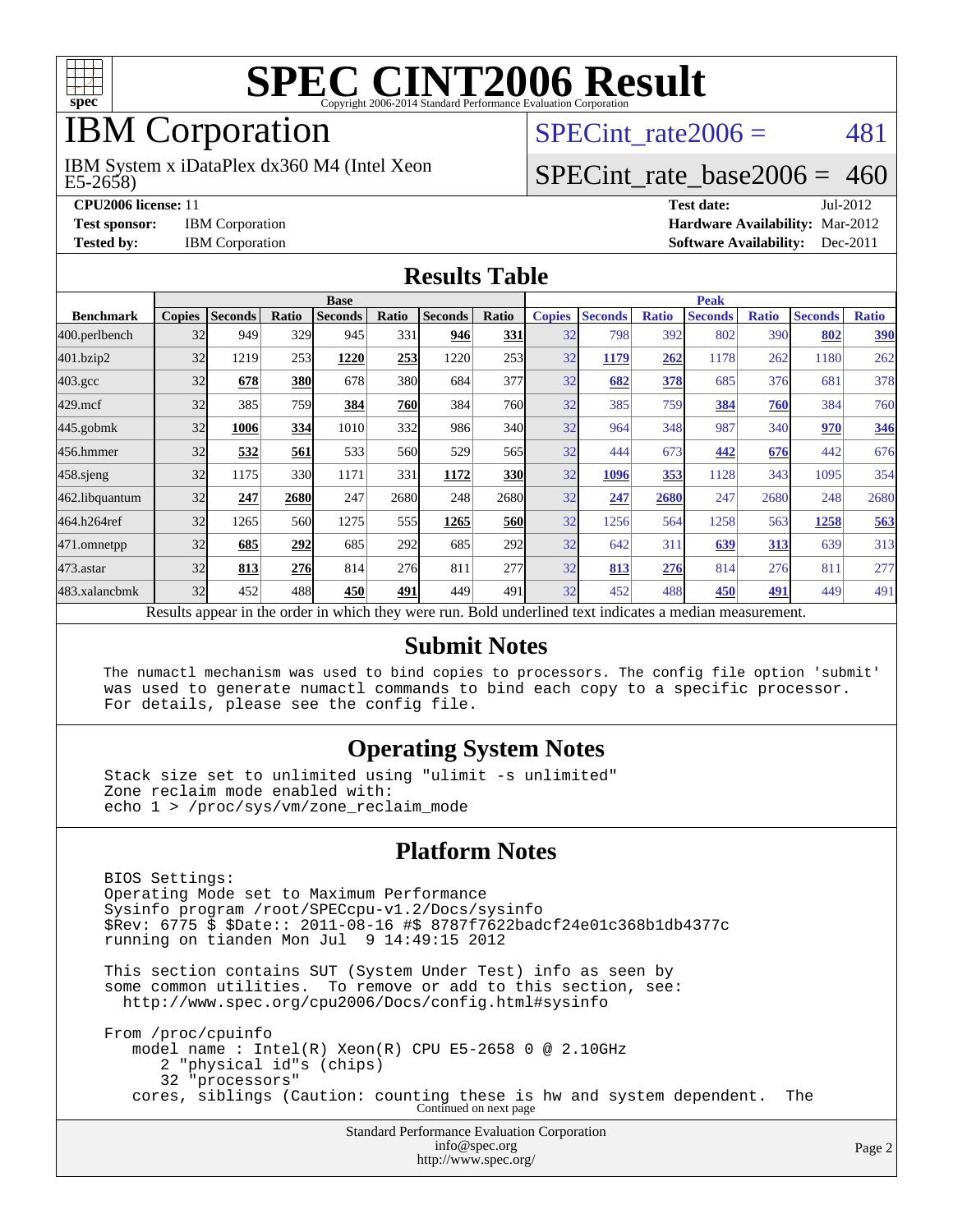# SPEC CINT2006 Result

Copyright 2006-2014 Standard Performance Evaluation Corporation

## IBM Corporation

IBM System x iDataPlex dx360 M4 (Intel Xeon E5-2658)

SPECint_rate2006 = 481

SPECint_rate_base2006 = 460

**CPU2006 license:** 11
**Test sponsor:** IBM Corporation
**Tested by:** IBM Corporation

**Test date:** Jul-2012
**Hardware Availability:** Mar-2012
**Software Availability:** Dec-2011

## Results Table

| Benchmark | Base | | | | | | | Peak | | | | | | |
|---|---|---|---|---|---|---|---|---|---|---|---|---|---|---|
| | Copies | Seconds | Ratio | Seconds | Ratio | Seconds | Ratio | Copies | Seconds | Ratio | Seconds | Ratio | Seconds | Ratio |
| 400.perlbench | 32 | 949 | 329 | 945 | 331 | **946** | **331** | 32 | 798 | 392 | 802 | 390 | **802** | **390** |
| 401.bzip2 | 32 | 1219 | 253 | **1220** | **253** | 1220 | 253 | 32 | **1179** | **262** | 1178 | 262 | 1180 | 262 |
| 403.gcc | 32 | **678** | **380** | 678 | 380 | 684 | 377 | 32 | **682** | **378** | 685 | 376 | 681 | 378 |
| 429.mcf | 32 | 385 | 759 | **384** | **760** | 384 | 760 | 32 | 385 | 759 | **384** | **760** | 384 | 760 |
| 445.gobmk | 32 | **1006** | **334** | 1010 | 332 | 986 | 340 | 32 | 964 | 348 | 987 | 340 | **970** | **346** |
| 456.hmmer | 32 | **532** | **561** | 533 | 560 | 529 | 565 | 32 | 444 | 673 | **442** | **676** | 442 | 676 |
| 458.sjeng | 32 | 1175 | 330 | 1171 | 331 | **1172** | **330** | 32 | **1096** | **353** | 1128 | 343 | 1095 | 354 |
| 462.libquantum | 32 | **247** | **2680** | 247 | 2680 | 248 | 2680 | 32 | **247** | **2680** | 247 | 2680 | 248 | 2680 |
| 464.h264ref | 32 | 1265 | 560 | 1275 | 555 | **1265** | **560** | 32 | 1256 | 564 | 1258 | 563 | **1258** | **563** |
| 471.omnetpp | 32 | **685** | **292** | 685 | 292 | 685 | 292 | 32 | 642 | 311 | **639** | **313** | 639 | 313 |
| 473.astar | 32 | **813** | **276** | 814 | 276 | 811 | 277 | 32 | **813** | **276** | 814 | 276 | 811 | 277 |
| 483.xalancbmk | 32 | 452 | 488 | **450** | **491** | 449 | 491 | 32 | 452 | 488 | **450** | **491** | 449 | 491 |

Results appear in the order in which they were run. Bold underlined text indicates a median measurement.

## Submit Notes

```
The numactl mechanism was used to bind copies to processors. The config file option 'submit'
was used to generate numactl commands to bind each copy to a specific processor.
For details, please see the config file.
```

## Operating System Notes

```
Stack size set to unlimited using "ulimit -s unlimited"
Zone reclaim mode enabled with:
echo 1 > /proc/sys/vm/zone_reclaim_mode
```

## Platform Notes

```
BIOS Settings:
Operating Mode set to Maximum Performance
Sysinfo program /root/SPECcpu-v1.2/Docs/sysinfo
$Rev: 6775 $ $Date:: 2011-08-16 #$ 8787f7622badcf24e01c368b1db4377c
running on tianden Mon Jul  9 14:49:15 2012

This section contains SUT (System Under Test) info as seen by
some common utilities.  To remove or add to this section, see:
  http://www.spec.org/cpu2006/Docs/config.html#sysinfo

From /proc/cpuinfo
   model name : Intel(R) Xeon(R) CPU E5-2658 0 @ 2.10GHz
      2 "physical id"s (chips)
      32 "processors"
   cores, siblings (Caution: counting these is hw and system dependent.  The
```

Continued on next page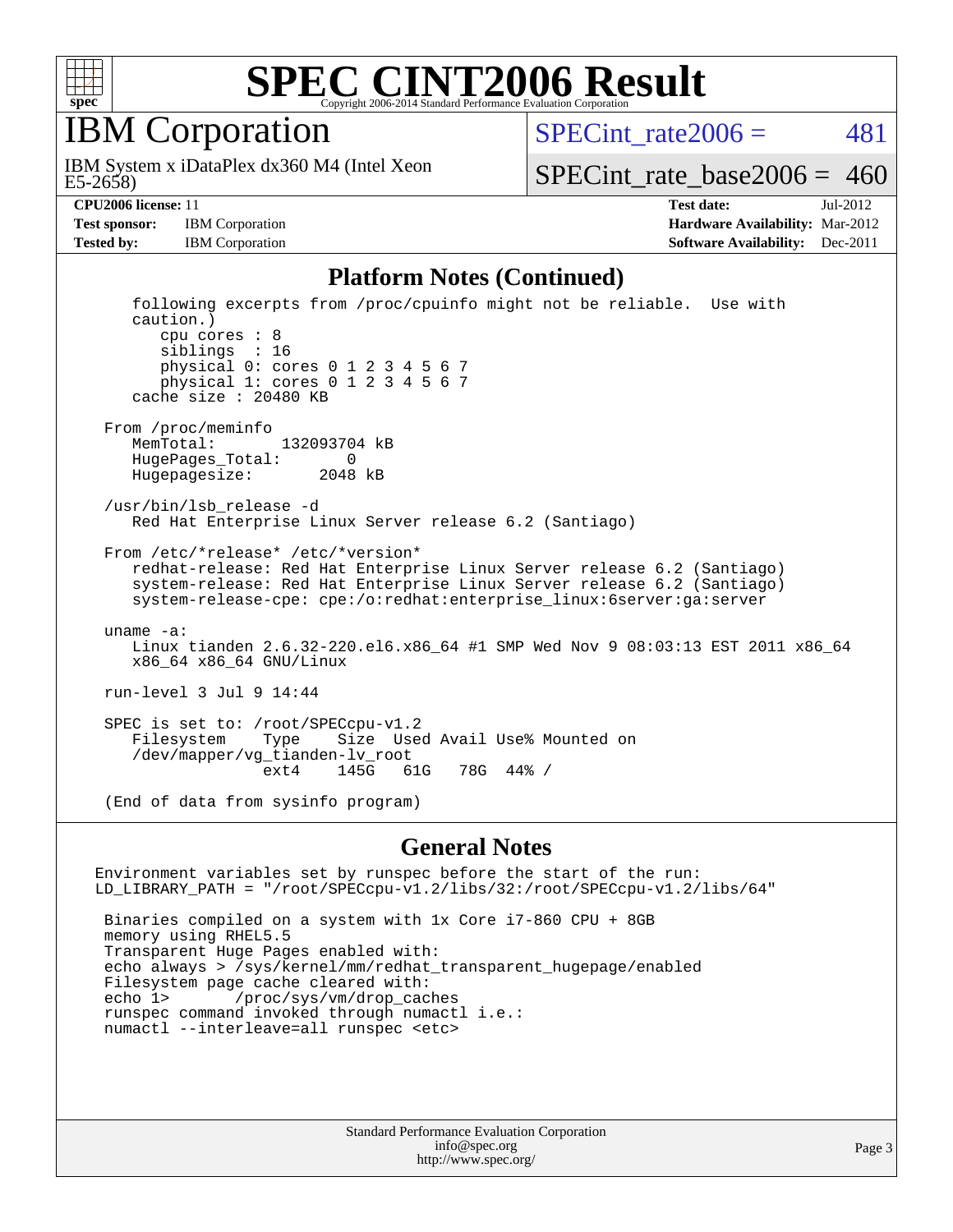# SPEC CINT2006 Result

Copyright 2006-2014 Standard Performance Evaluation Corporation

## IBM Corporation

IBM System x iDataPlex dx360 M4 (Intel Xeon E5-2658)

SPECint_rate2006 = 481

SPECint_rate_base2006 = 460

**CPU2006 license:** 11
**Test sponsor:** IBM Corporation
**Tested by:** IBM Corporation

**Test date:** Jul-2012
**Hardware Availability:** Mar-2012
**Software Availability:** Dec-2011

### Platform Notes (Continued)

```
    following excerpts from /proc/cpuinfo might not be reliable.  Use with
    caution.)
       cpu cores : 8
       siblings  : 16
       physical 0: cores 0 1 2 3 4 5 6 7
       physical 1: cores 0 1 2 3 4 5 6 7
    cache size : 20480 KB

 From /proc/meminfo
    MemTotal:       132093704 kB
    HugePages_Total:       0
    Hugepagesize:       2048 kB

 /usr/bin/lsb_release -d
    Red Hat Enterprise Linux Server release 6.2 (Santiago)

 From /etc/*release* /etc/*version*
    redhat-release: Red Hat Enterprise Linux Server release 6.2 (Santiago)
    system-release: Red Hat Enterprise Linux Server release 6.2 (Santiago)
    system-release-cpe: cpe:/o:redhat:enterprise_linux:6server:ga:server

 uname -a:
    Linux tianden 2.6.32-220.el6.x86_64 #1 SMP Wed Nov 9 08:03:13 EST 2011 x86_64
    x86_64 x86_64 GNU/Linux

 run-level 3 Jul 9 14:44

 SPEC is set to: /root/SPECcpu-v1.2
    Filesystem    Type    Size  Used Avail Use% Mounted on
    /dev/mapper/vg_tianden-lv_root
                  ext4    145G   61G   78G  44% /

 (End of data from sysinfo program)
```

### General Notes

```
Environment variables set by runspec before the start of the run:
LD_LIBRARY_PATH = "/root/SPECcpu-v1.2/libs/32:/root/SPECcpu-v1.2/libs/64"

 Binaries compiled on a system with 1x Core i7-860 CPU + 8GB
 memory using RHEL5.5
 Transparent Huge Pages enabled with:
 echo always > /sys/kernel/mm/redhat_transparent_hugepage/enabled
 Filesystem page cache cleared with:
 echo 1>       /proc/sys/vm/drop_caches
 runspec command invoked through numactl i.e.:
 numactl --interleave=all runspec <etc>
```

Standard Performance Evaluation Corporation
info@spec.org
http://www.spec.org/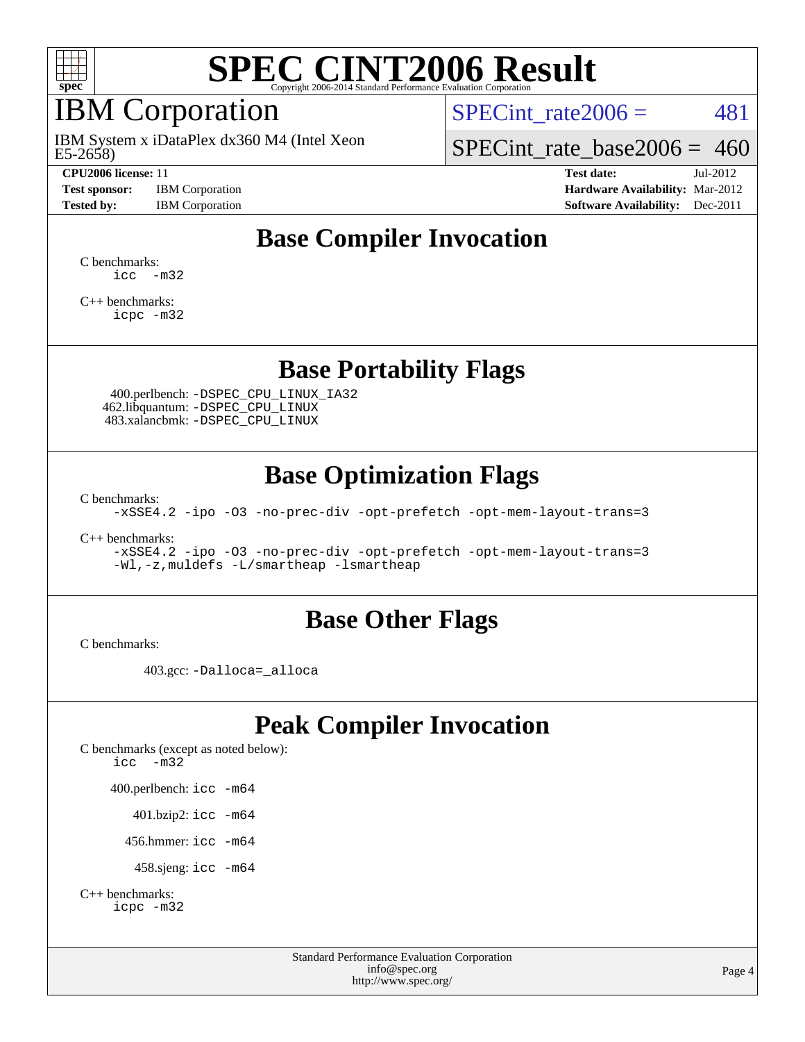# SPEC CINT2006 Result

Copyright 2006-2014 Standard Performance Evaluation Corporation

## IBM Corporation

IBM System x iDataPlex dx360 M4 (Intel Xeon E5-2658)

SPECint_rate2006 = 481

SPECint_rate_base2006 = 460

**CPU2006 license:** 11
**Test sponsor:** IBM Corporation
**Tested by:** IBM Corporation

**Test date:** Jul-2012
**Hardware Availability:** Mar-2012
**Software Availability:** Dec-2011

## Base Compiler Invocation

C benchmarks:
```
icc  -m32
```

C++ benchmarks:
```
icpc -m32
```

## Base Portability Flags

400.perlbench: `-DSPEC_CPU_LINUX_IA32`
462.libquantum: `-DSPEC_CPU_LINUX`
483.xalancbmk: `-DSPEC_CPU_LINUX`

## Base Optimization Flags

C benchmarks:
```
-xSSE4.2 -ipo -O3 -no-prec-div -opt-prefetch -opt-mem-layout-trans=3
```

C++ benchmarks:
```
-xSSE4.2 -ipo -O3 -no-prec-div -opt-prefetch -opt-mem-layout-trans=3
-Wl,-z,muldefs -L/smartheap -lsmartheap
```

## Base Other Flags

C benchmarks:

403.gcc: `-Dalloca=_alloca`

## Peak Compiler Invocation

C benchmarks (except as noted below):
```
icc  -m32
```

400.perlbench: `icc -m64`

401.bzip2: `icc -m64`

456.hmmer: `icc -m64`

458.sjeng: `icc -m64`

C++ benchmarks:
```
icpc -m32
```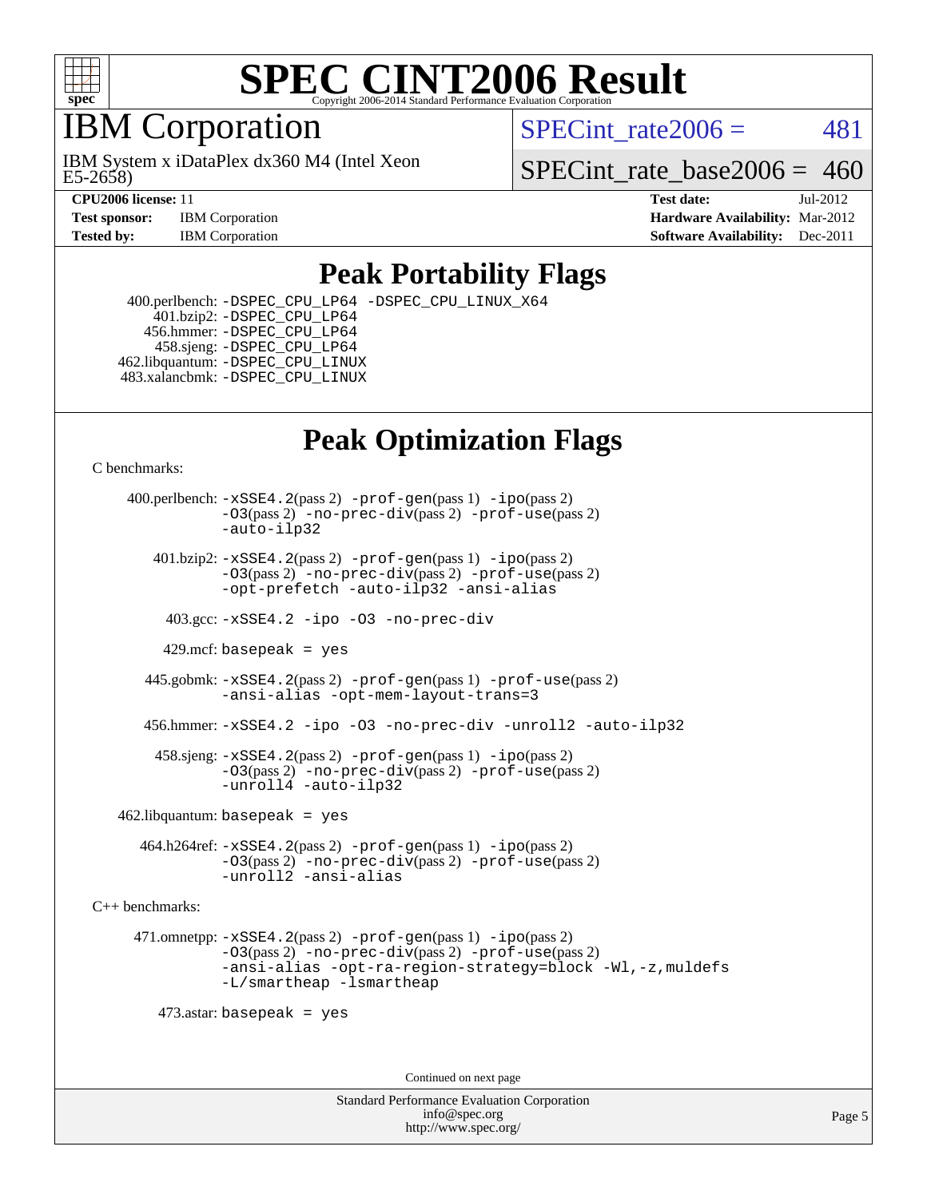# SPEC CINT2006 Result

Copyright 2006-2014 Standard Performance Evaluation Corporation

## IBM Corporation

IBM System x iDataPlex dx360 M4 (Intel Xeon E5-2658)

SPECint_rate2006 = 481

SPECint_rate_base2006 = 460

**CPU2006 license:** 11
**Test sponsor:** IBM Corporation
**Tested by:** IBM Corporation

**Test date:** Jul-2012
**Hardware Availability:** Mar-2012
**Software Availability:** Dec-2011

## Peak Portability Flags

400.perlbench: -DSPEC_CPU_LP64 -DSPEC_CPU_LINUX_X64
401.bzip2: -DSPEC_CPU_LP64
456.hmmer: -DSPEC_CPU_LP64
458.sjeng: -DSPEC_CPU_LP64
462.libquantum: -DSPEC_CPU_LINUX
483.xalancbmk: -DSPEC_CPU_LINUX

## Peak Optimization Flags

C benchmarks:

400.perlbench: -xSSE4.2(pass 2) -prof-gen(pass 1) -ipo(pass 2) -O3(pass 2) -no-prec-div(pass 2) -prof-use(pass 2) -auto-ilp32

401.bzip2: -xSSE4.2(pass 2) -prof-gen(pass 1) -ipo(pass 2) -O3(pass 2) -no-prec-div(pass 2) -prof-use(pass 2) -opt-prefetch -auto-ilp32 -ansi-alias

403.gcc: -xSSE4.2 -ipo -O3 -no-prec-div

429.mcf: basepeak = yes

445.gobmk: -xSSE4.2(pass 2) -prof-gen(pass 1) -prof-use(pass 2) -ansi-alias -opt-mem-layout-trans=3

456.hmmer: -xSSE4.2 -ipo -O3 -no-prec-div -unroll2 -auto-ilp32

458.sjeng: -xSSE4.2(pass 2) -prof-gen(pass 1) -ipo(pass 2) -O3(pass 2) -no-prec-div(pass 2) -prof-use(pass 2) -unroll4 -auto-ilp32

462.libquantum: basepeak = yes

464.h264ref: -xSSE4.2(pass 2) -prof-gen(pass 1) -ipo(pass 2) -O3(pass 2) -no-prec-div(pass 2) -prof-use(pass 2) -unroll2 -ansi-alias

C++ benchmarks:

471.omnetpp: -xSSE4.2(pass 2) -prof-gen(pass 1) -ipo(pass 2) -O3(pass 2) -no-prec-div(pass 2) -prof-use(pass 2) -ansi-alias -opt-ra-region-strategy=block -Wl,-z,muldefs -L/smartheap -lsmartheap

473.astar: basepeak = yes

Continued on next page

Standard Performance Evaluation Corporation
info@spec.org
http://www.spec.org/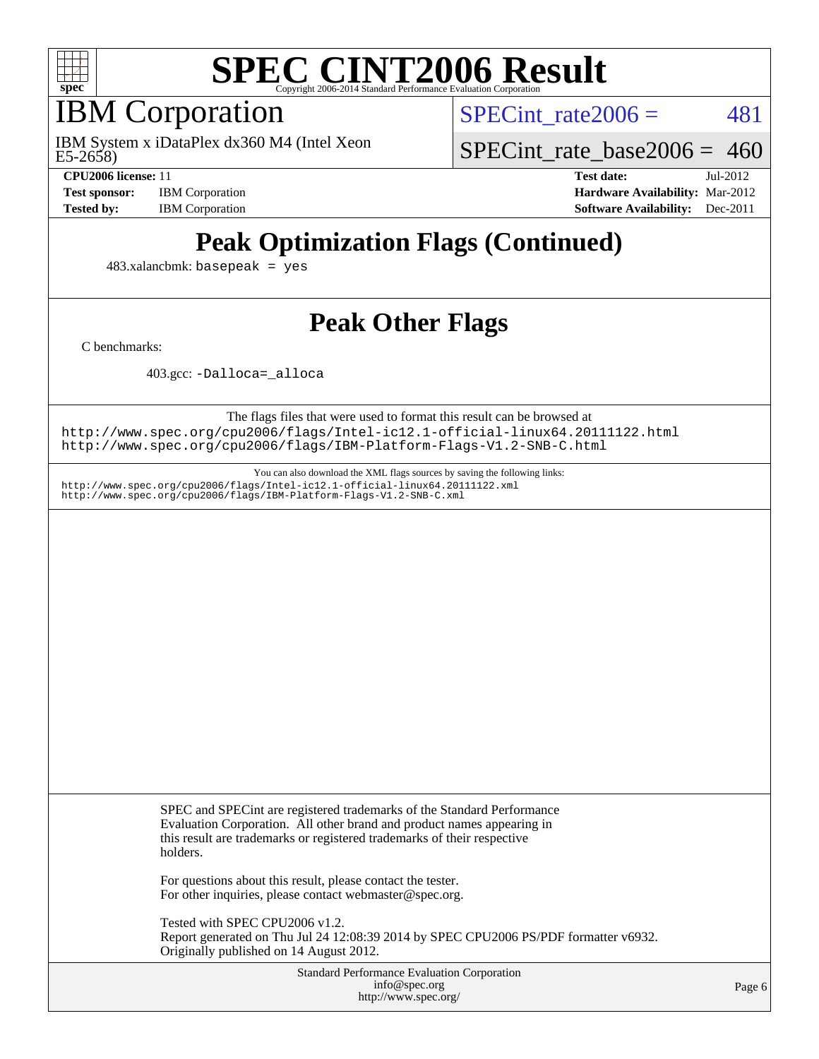# Peak Optimization Flags (Continued)

483.xalancbmk: basepeak = yes

# Peak Other Flags

C benchmarks:

403.gcc: -Dalloca=_alloca

The flags files that were used to format this result can be browsed at
http://www.spec.org/cpu2006/flags/Intel-ic12.1-official-linux64.20111122.html
http://www.spec.org/cpu2006/flags/IBM-Platform-Flags-V1.2-SNB-C.html

You can also download the XML flags sources by saving the following links:
http://www.spec.org/cpu2006/flags/Intel-ic12.1-official-linux64.20111122.xml
http://www.spec.org/cpu2006/flags/IBM-Platform-Flags-V1.2-SNB-C.xml

SPEC and SPECint are registered trademarks of the Standard Performance Evaluation Corporation. All other brand and product names appearing in this result are trademarks or registered trademarks of their respective holders.

For questions about this result, please contact the tester.
For other inquiries, please contact webmaster@spec.org.

Tested with SPEC CPU2006 v1.2.
Report generated on Thu Jul 24 12:08:39 2014 by SPEC CPU2006 PS/PDF formatter v6932.
Originally published on 14 August 2012.